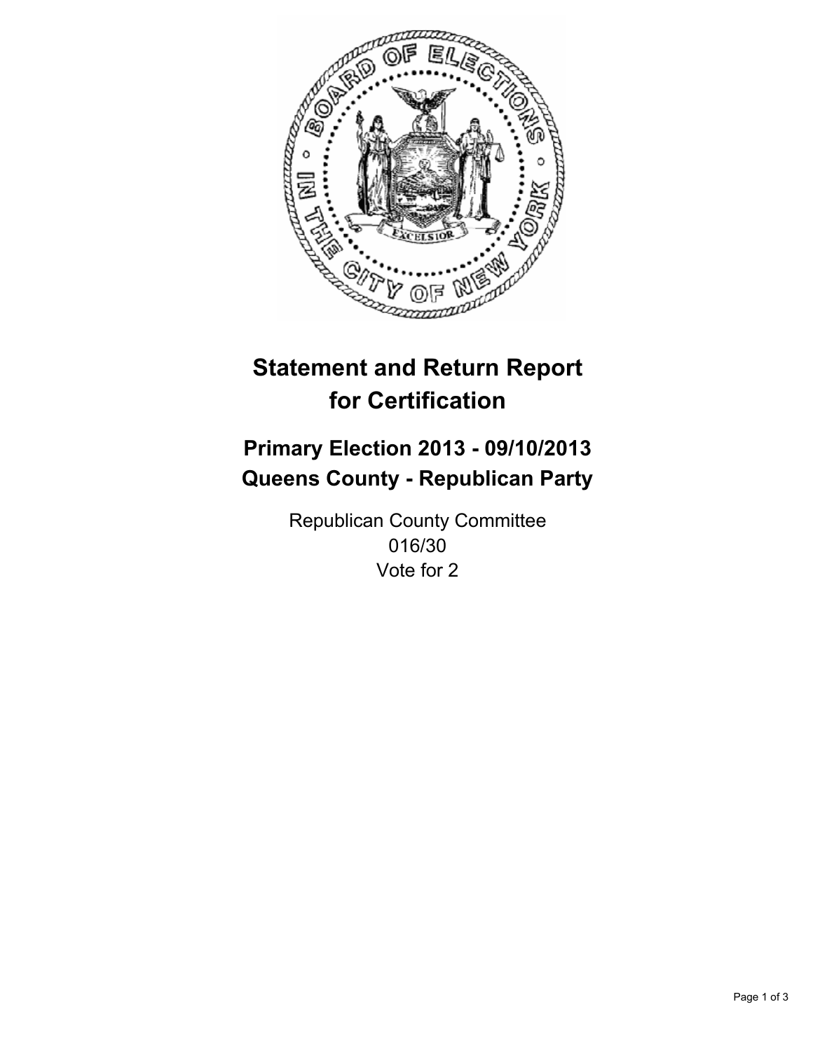# Statement and Return Report for Certification

## Primary Election 2013 - 09/10/2013
## Queens County - Republican Party

Republican County Committee
016/30
Vote for 2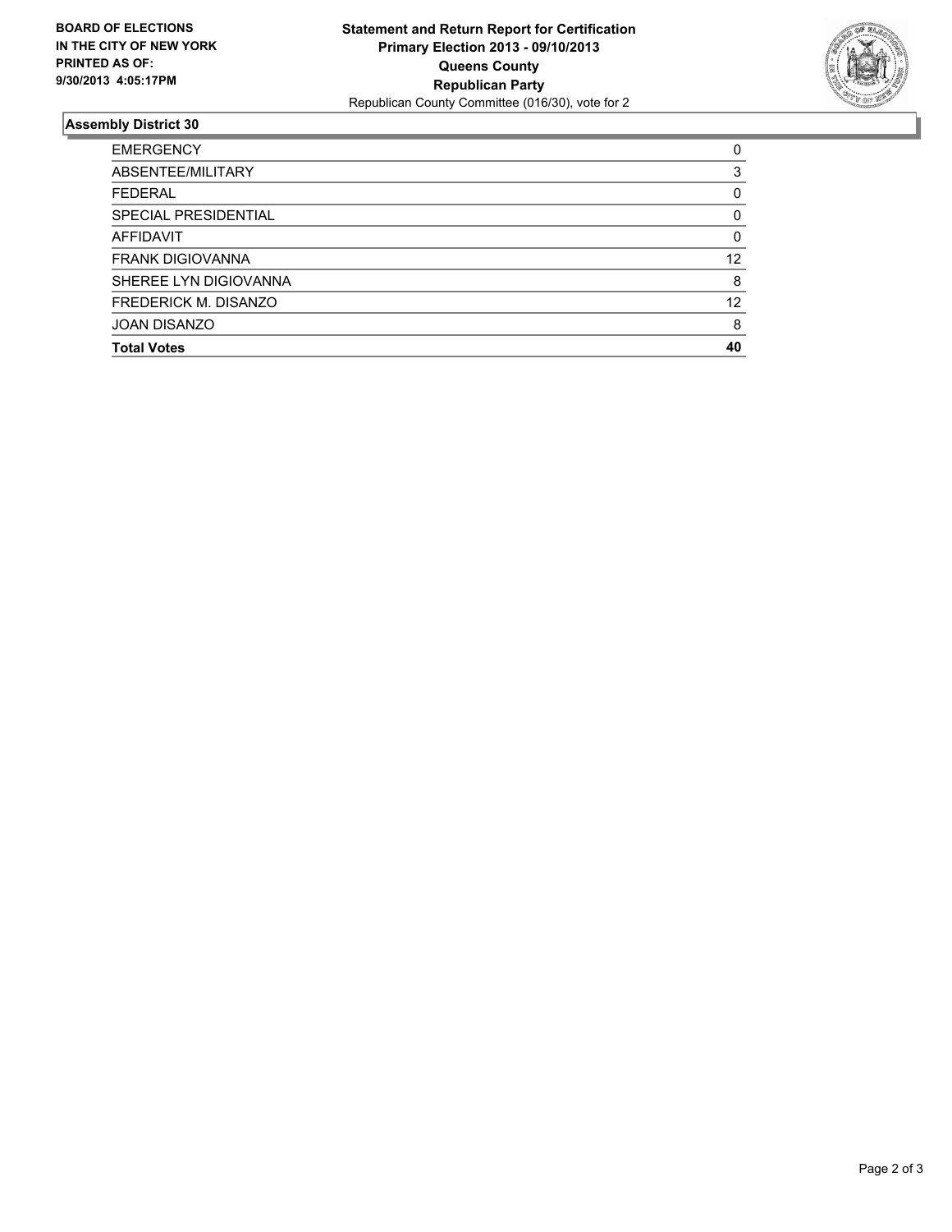**BOARD OF ELECTIONS IN THE CITY OF NEW YORK PRINTED AS OF: 9/30/2013 4:05:17PM**

**Statement and Return Report for Certification**
**Primary Election 2013 - 09/10/2013**
**Queens County**
**Republican Party**
Republican County Committee (016/30), vote for 2

## Assembly District 30

| | |
|---|---|
| EMERGENCY | 0 |
| ABSENTEE/MILITARY | 3 |
| FEDERAL | 0 |
| SPECIAL PRESIDENTIAL | 0 |
| AFFIDAVIT | 0 |
| FRANK DIGIOVANNA | 12 |
| SHEREE LYN DIGIOVANNA | 8 |
| FREDERICK M. DISANZO | 12 |
| JOAN DISANZO | 8 |
| **Total Votes** | **40** |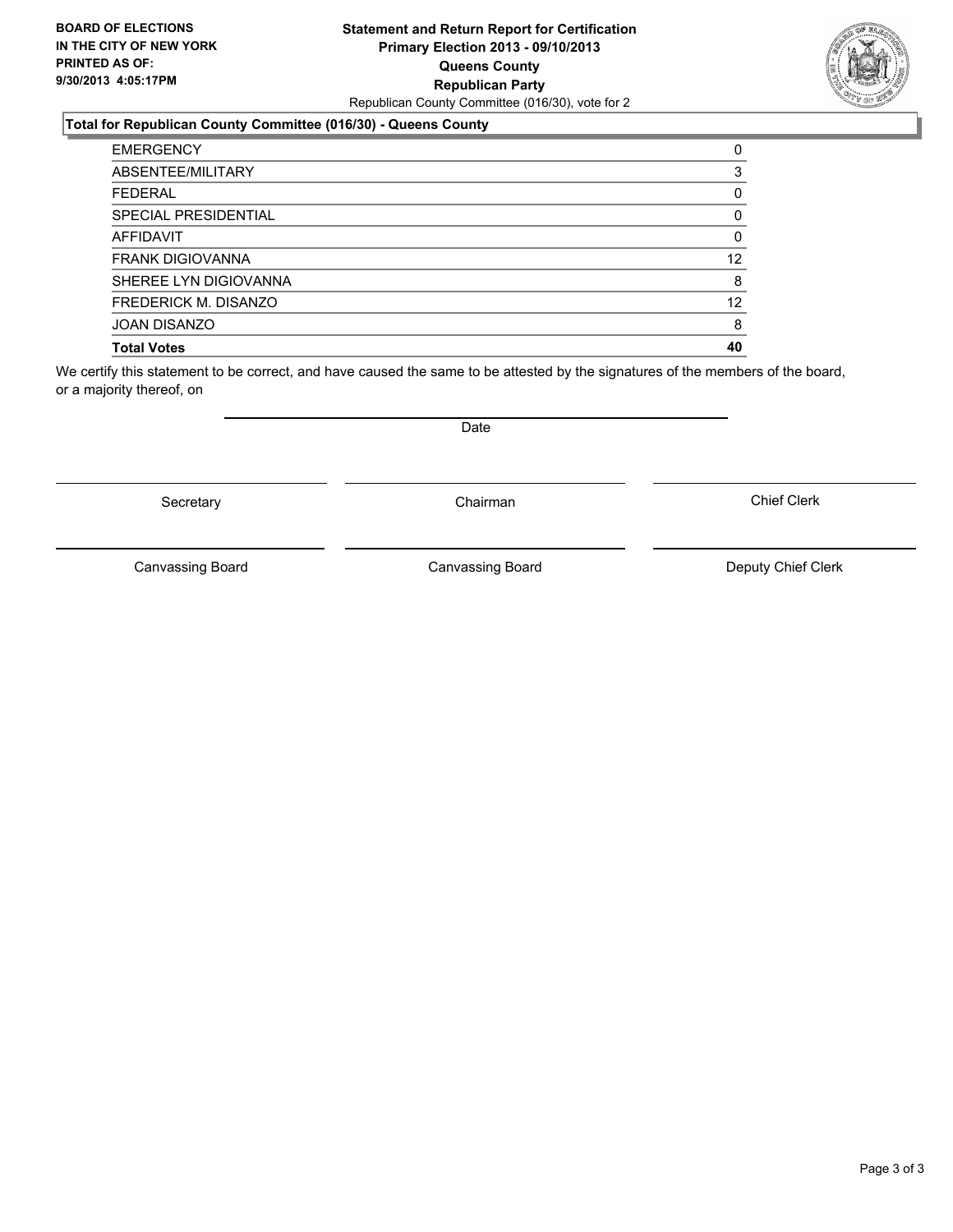**BOARD OF ELECTIONS IN THE CITY OF NEW YORK PRINTED AS OF: 9/30/2013 4:05:17PM**

**Statement and Return Report for Certification**
**Primary Election 2013 - 09/10/2013**
**Queens County**
**Republican Party**
Republican County Committee (016/30), vote for 2

**Total for Republican County Committee (016/30) - Queens County**

| | |
|---|---|
| EMERGENCY | 0 |
| ABSENTEE/MILITARY | 3 |
| FEDERAL | 0 |
| SPECIAL PRESIDENTIAL | 0 |
| AFFIDAVIT | 0 |
| FRANK DIGIOVANNA | 12 |
| SHEREE LYN DIGIOVANNA | 8 |
| FREDERICK M. DISANZO | 12 |
| JOAN DISANZO | 8 |
| **Total Votes** | **40** |

We certify this statement to be correct, and have caused the same to be attested by the signatures of the members of the board, or a majority thereof, on

Date

Secretary | Chairman | Chief Clerk

Canvassing Board | Canvassing Board | Deputy Chief Clerk